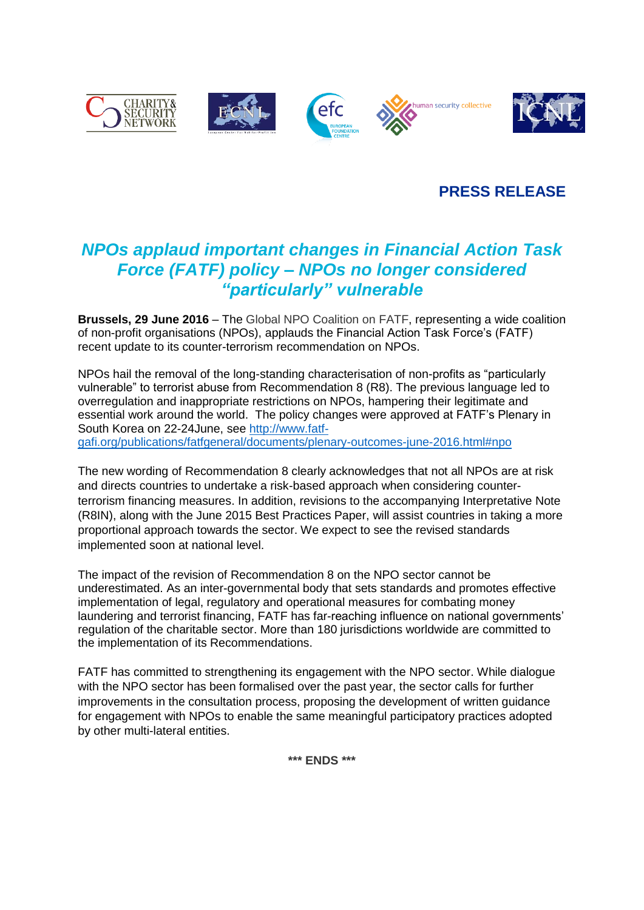**PRESS RELEASE**

# *NPOs applaud important changes in Financial Action Task Force (FATF) policy – NPOs no longer considered "particularly" vulnerable*

**Brussels, 29 June 2016** – The Global NPO Coalition on FATF, representing a wide coalition of non-profit organisations (NPOs), applauds the Financial Action Task Force's (FATF) recent update to its counter-terrorism recommendation on NPOs.

NPOs hail the removal of the long-standing characterisation of non-profits as "particularly vulnerable" to terrorist abuse from Recommendation 8 (R8). The previous language led to overregulation and inappropriate restrictions on NPOs, hampering their legitimate and essential work around the world. The policy changes were approved at FATF's Plenary in South Korea on 22-24June, see [http://www.fatf-gafi.org/publications/fatfgeneral/documents/plenary-outcomes-june-2016.html#npo](http://www.fatf-gafi.org/publications/fatfgeneral/documents/plenary-outcomes-june-2016.html#npo)

The new wording of Recommendation 8 clearly acknowledges that not all NPOs are at risk and directs countries to undertake a risk-based approach when considering counter-terrorism financing measures. In addition, revisions to the accompanying Interpretative Note (R8IN), along with the June 2015 Best Practices Paper, will assist countries in taking a more proportional approach towards the sector. We expect to see the revised standards implemented soon at national level.

The impact of the revision of Recommendation 8 on the NPO sector cannot be underestimated. As an inter-governmental body that sets standards and promotes effective implementation of legal, regulatory and operational measures for combating money laundering and terrorist financing, FATF has far-reaching influence on national governments' regulation of the charitable sector. More than 180 jurisdictions worldwide are committed to the implementation of its Recommendations.

FATF has committed to strengthening its engagement with the NPO sector. While dialogue with the NPO sector has been formalised over the past year, the sector calls for further improvements in the consultation process, proposing the development of written guidance for engagement with NPOs to enable the same meaningful participatory practices adopted by other multi-lateral entities.

**\*\*\* ENDS \*\*\***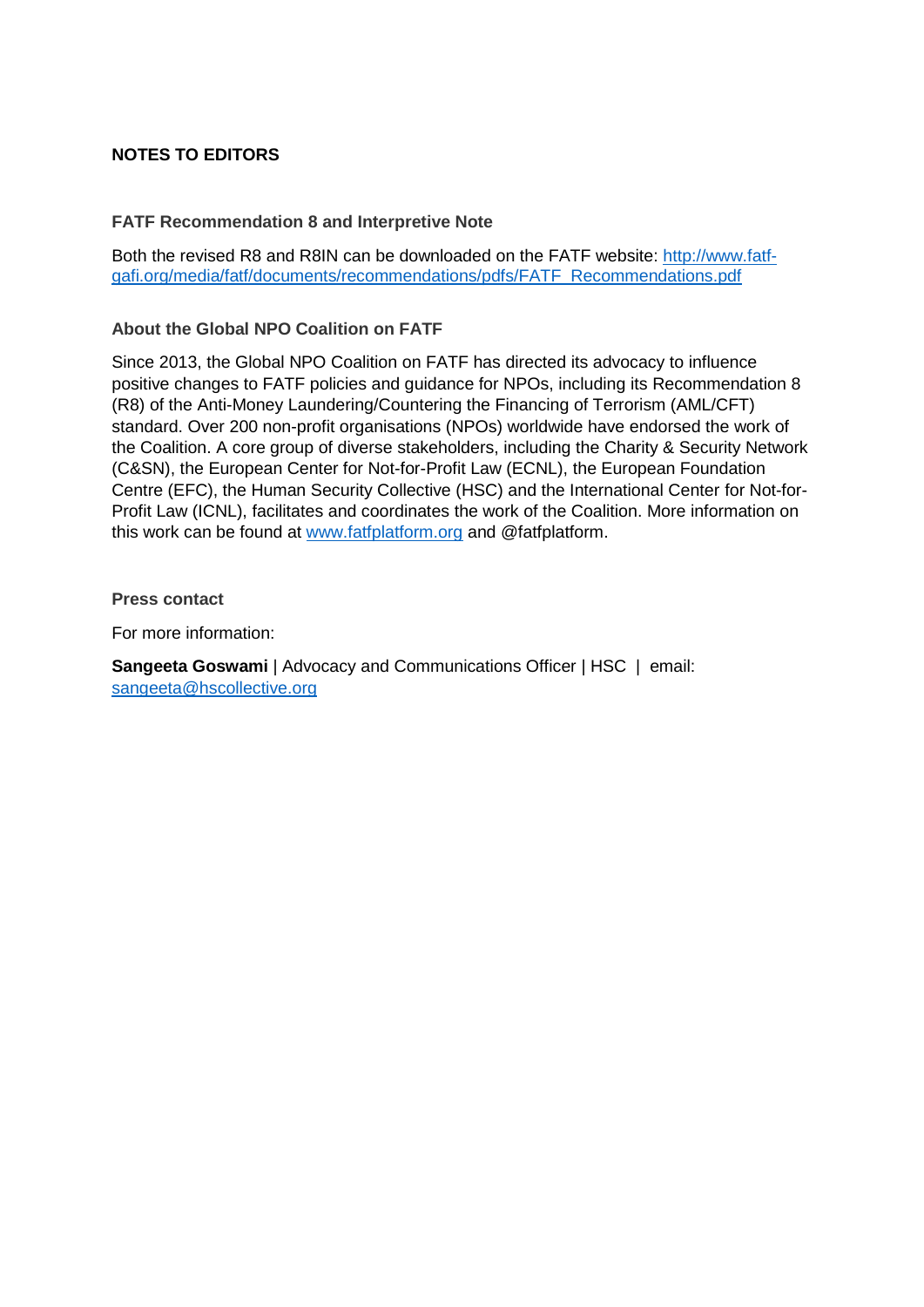## NOTES TO EDITORS

### FATF Recommendation 8 and Interpretive Note

Both the revised R8 and R8IN can be downloaded on the FATF website: [http://www.fatf-gafi.org/media/fatf/documents/recommendations/pdfs/FATF_Recommendations.pdf](http://www.fatf-gafi.org/media/fatf/documents/recommendations/pdfs/FATF_Recommendations.pdf)

### About the Global NPO Coalition on FATF

Since 2013, the Global NPO Coalition on FATF has directed its advocacy to influence positive changes to FATF policies and guidance for NPOs, including its Recommendation 8 (R8) of the Anti-Money Laundering/Countering the Financing of Terrorism (AML/CFT) standard. Over 200 non-profit organisations (NPOs) worldwide have endorsed the work of the Coalition. A core group of diverse stakeholders, including the Charity & Security Network (C&SN), the European Center for Not-for-Profit Law (ECNL), the European Foundation Centre (EFC), the Human Security Collective (HSC) and the International Center for Not-for-Profit Law (ICNL), facilitates and coordinates the work of the Coalition. More information on this work can be found at [www.fatfplatform.org](http://www.fatfplatform.org) and @fatfplatform.

### Press contact

For more information:

**Sangeeta Goswami** | Advocacy and Communications Officer | HSC | email: [sangeeta@hscollective.org](mailto:sangeeta@hscollective.org)